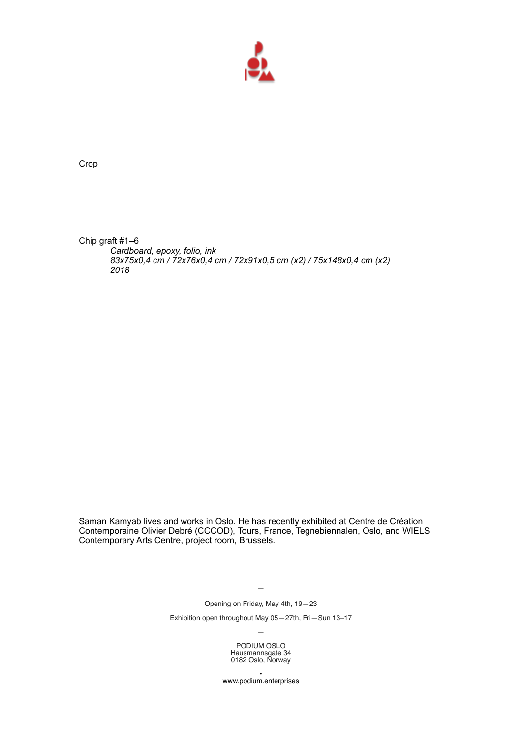Crop

Chip graft #1–6

*Cardboard, epoxy, folio, ink*
*83x75x0,4 cm / 72x76x0,4 cm / 72x91x0,5 cm (x2) / 75x148x0,4 cm (x2)*
*2018*

Saman Kamyab lives and works in Oslo. He has recently exhibited at Centre de Création Contemporaine Olivier Debré (CCCOD), Tours, France, Tegnebiennalen, Oslo, and WIELS Contemporary Arts Centre, project room, Brussels.

—

Opening on Friday, May 4th, 19—23

Exhibition open throughout May 05—27th, Fri—Sun 13–17

—

PODIUM OSLO
Hausmannsgate 34
0182 Oslo, Norway

•

www.podium.enterprises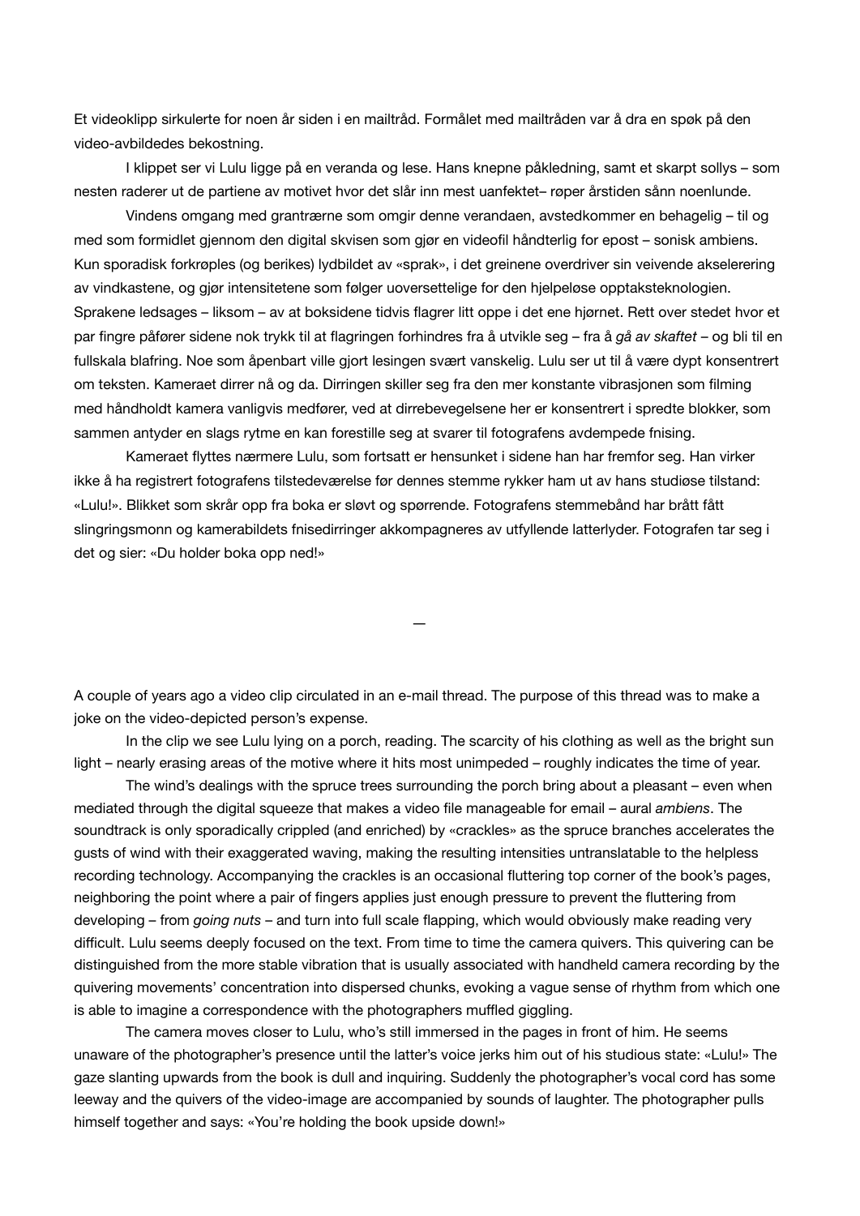Et videoklipp sirkulerte for noen år siden i en mailtråd. Formålet med mailtråden var å dra en spøk på den video-avbildedes bekostning.

I klippet ser vi Lulu ligge på en veranda og lese. Hans knepne påkledning, samt et skarpt sollys – som nesten raderer ut de partiene av motivet hvor det slår inn mest uanfektet– røper årstiden sånn noenlunde.

Vindens omgang med grantrærne som omgir denne verandaen, avstedkommer en behagelig – til og med som formidlet gjennom den digital skvisen som gjør en videofil håndterlig for epost – sonisk ambiens. Kun sporadisk forkrøples (og berikes) lydbildet av «sprak», i det greinene overdriver sin veivende akselerering av vindkastene, og gjør intensitetene som følger uoversettelige for den hjelpeløse opptaksteknologien. Sprakene ledsages – liksom – av at boksidene tidvis flagrer litt oppe i det ene hjørnet. Rett over stedet hvor et par fingre påfører sidene nok trykk til at flagringen forhindres fra å utvikle seg – fra å *gå av skaftet* – og bli til en fullskala blafring. Noe som åpenbart ville gjort lesingen svært vanskelig. Lulu ser ut til å være dypt konsentrert om teksten. Kameraet dirrer nå og da. Dirringen skiller seg fra den mer konstante vibrasjonen som filming med håndholdt kamera vanligvis medfører, ved at dirrebevegelsene her er konsentrert i spredte blokker, som sammen antyder en slags rytme en kan forestille seg at svarer til fotografens avdempede fnising.

Kameraet flyttes nærmere Lulu, som fortsatt er hensunket i sidene han har fremfor seg. Han virker ikke å ha registrert fotografens tilstedeværelse før dennes stemme rykker ham ut av hans studiøse tilstand: «Lulu!». Blikket som skrår opp fra boka er sløvt og spørrende. Fotografens stemmebånd har brått fått slingringsmonn og kamerabildets fnisedirringer akkompagneres av utfyllende latterlyder. Fotografen tar seg i det og sier: «Du holder boka opp ned!»

—

A couple of years ago a video clip circulated in an e-mail thread. The purpose of this thread was to make a joke on the video-depicted person's expense.

In the clip we see Lulu lying on a porch, reading. The scarcity of his clothing as well as the bright sun light – nearly erasing areas of the motive where it hits most unimpeded – roughly indicates the time of year.

The wind's dealings with the spruce trees surrounding the porch bring about a pleasant – even when mediated through the digital squeeze that makes a video file manageable for email – aural *ambiens*. The soundtrack is only sporadically crippled (and enriched) by «crackles» as the spruce branches accelerates the gusts of wind with their exaggerated waving, making the resulting intensities untranslatable to the helpless recording technology. Accompanying the crackles is an occasional fluttering top corner of the book's pages, neighboring the point where a pair of fingers applies just enough pressure to prevent the fluttering from developing – from *going nuts* – and turn into full scale flapping, which would obviously make reading very difficult. Lulu seems deeply focused on the text. From time to time the camera quivers. This quivering can be distinguished from the more stable vibration that is usually associated with handheld camera recording by the quivering movements' concentration into dispersed chunks, evoking a vague sense of rhythm from which one is able to imagine a correspondence with the photographers muffled giggling.

The camera moves closer to Lulu, who's still immersed in the pages in front of him. He seems unaware of the photographer's presence until the latter's voice jerks him out of his studious state: «Lulu!» The gaze slanting upwards from the book is dull and inquiring. Suddenly the photographer's vocal cord has some leeway and the quivers of the video-image are accompanied by sounds of laughter. The photographer pulls himself together and says: «You're holding the book upside down!»